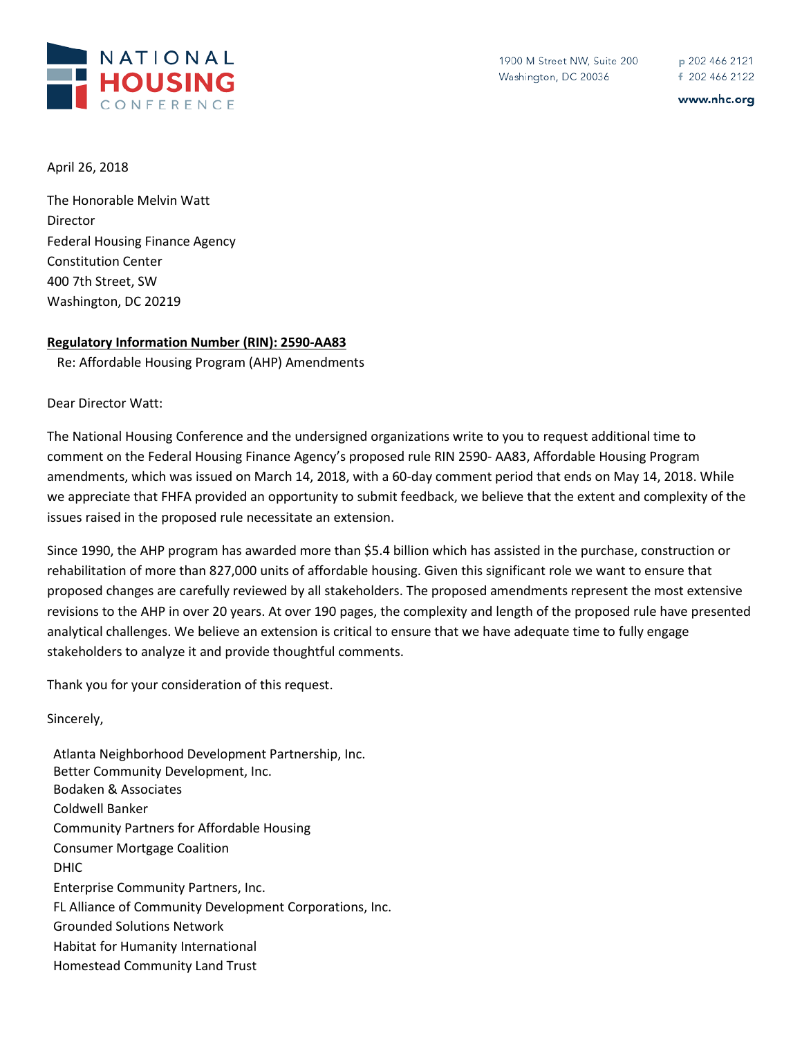NATIONAL HOUSING CONFERENCE

1900 M Street NW, Suite 200
Washington, DC 20036

p 202 466 2121
f 202 466 2122

www.nhc.org

April 26, 2018

The Honorable Melvin Watt
Director
Federal Housing Finance Agency
Constitution Center
400 7th Street, SW
Washington, DC 20219

**Regulatory Information Number (RIN): 2590-AA83**
Re: Affordable Housing Program (AHP) Amendments

Dear Director Watt:

The National Housing Conference and the undersigned organizations write to you to request additional time to comment on the Federal Housing Finance Agency's proposed rule RIN 2590- AA83, Affordable Housing Program amendments, which was issued on March 14, 2018, with a 60-day comment period that ends on May 14, 2018. While we appreciate that FHFA provided an opportunity to submit feedback, we believe that the extent and complexity of the issues raised in the proposed rule necessitate an extension.

Since 1990, the AHP program has awarded more than $5.4 billion which has assisted in the purchase, construction or rehabilitation of more than 827,000 units of affordable housing. Given this significant role we want to ensure that proposed changes are carefully reviewed by all stakeholders. The proposed amendments represent the most extensive revisions to the AHP in over 20 years. At over 190 pages, the complexity and length of the proposed rule have presented analytical challenges. We believe an extension is critical to ensure that we have adequate time to fully engage stakeholders to analyze it and provide thoughtful comments.

Thank you for your consideration of this request.

Sincerely,

Atlanta Neighborhood Development Partnership, Inc.
Better Community Development, Inc.
Bodaken & Associates
Coldwell Banker
Community Partners for Affordable Housing
Consumer Mortgage Coalition
DHIC
Enterprise Community Partners, Inc.
FL Alliance of Community Development Corporations, Inc.
Grounded Solutions Network
Habitat for Humanity International
Homestead Community Land Trust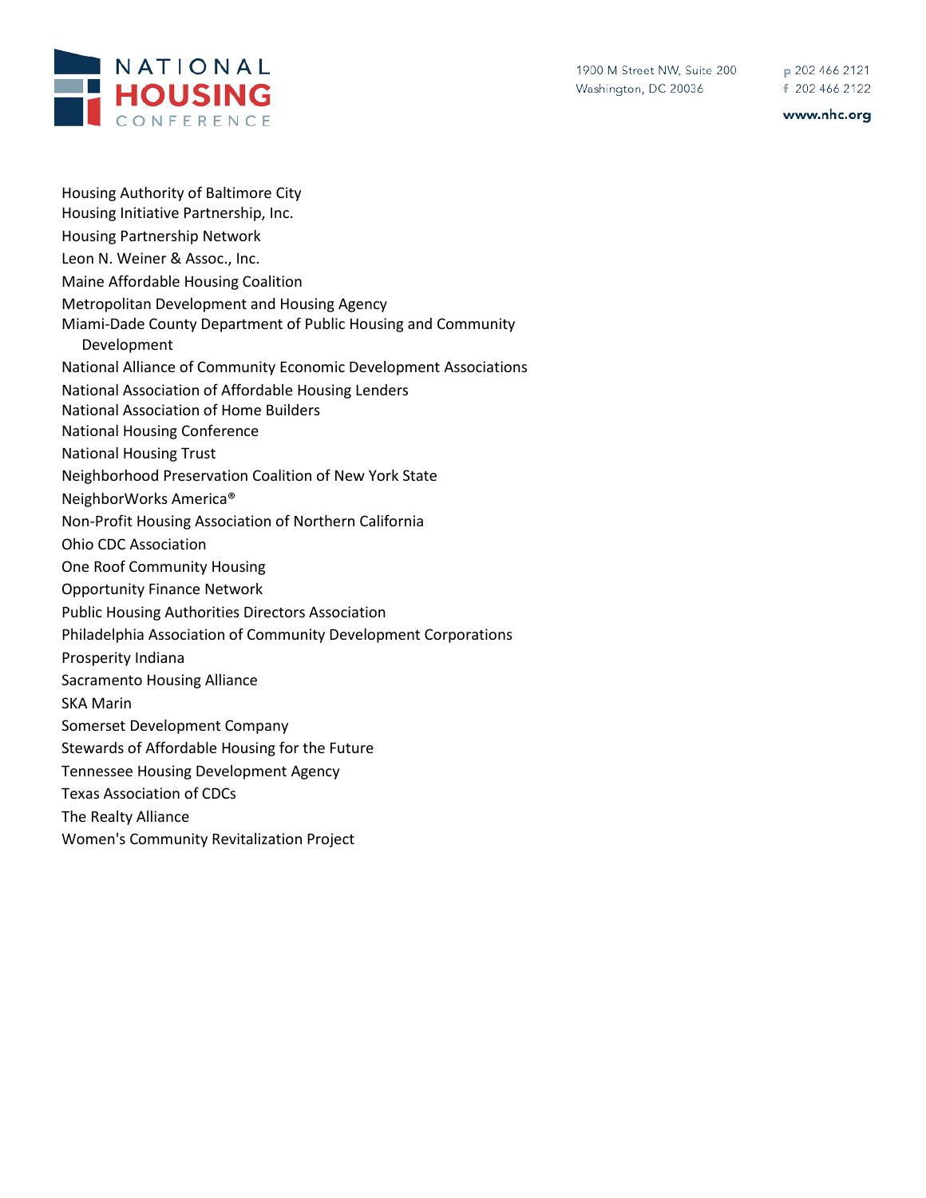Housing Authority of Baltimore City
Housing Initiative Partnership, Inc.
Housing Partnership Network
Leon N. Weiner & Assoc., Inc.
Maine Affordable Housing Coalition
Metropolitan Development and Housing Agency
Miami-Dade County Department of Public Housing and Community Development
National Alliance of Community Economic Development Associations
National Association of Affordable Housing Lenders
National Association of Home Builders
National Housing Conference
National Housing Trust
Neighborhood Preservation Coalition of New York State
NeighborWorks America®
Non-Profit Housing Association of Northern California
Ohio CDC Association
One Roof Community Housing
Opportunity Finance Network
Public Housing Authorities Directors Association
Philadelphia Association of Community Development Corporations
Prosperity Indiana
Sacramento Housing Alliance
SKA Marin
Somerset Development Company
Stewards of Affordable Housing for the Future
Tennessee Housing Development Agency
Texas Association of CDCs
The Realty Alliance
Women's Community Revitalization Project